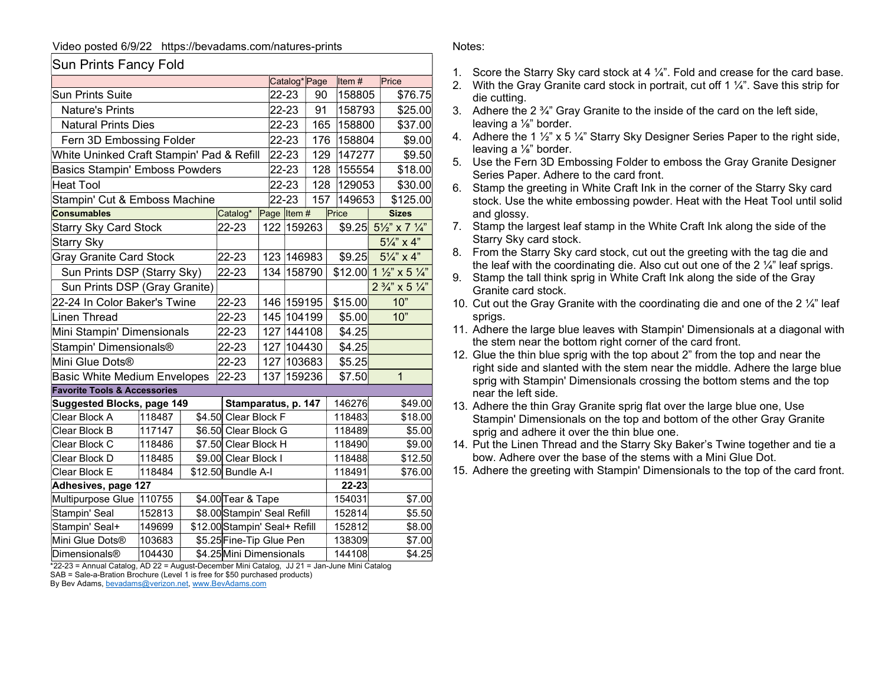Video posted 6/9/22 https://bevadams.com/natures-prints

## Sun Prints Fancy Fold

| | Catalog* | Page | Item # | Price |
|---|---|---|---|---|
| Sun Prints Suite | 22-23 | 90 | 158805 | $76.75 |
| Nature's Prints | 22-23 | 91 | 158793 | $25.00 |
| Natural Prints Dies | 22-23 | 165 | 158800 | $37.00 |
| Fern 3D Embossing Folder | 22-23 | 176 | 158804 | $9.00 |
| White Uninked Craft Stampin' Pad & Refill | 22-23 | 129 | 147277 | $9.50 |
| Basics Stampin' Emboss Powders | 22-23 | 128 | 155554 | $18.00 |
| Heat Tool | 22-23 | 128 | 129053 | $30.00 |
| Stampin' Cut & Emboss Machine | 22-23 | 157 | 149653 | $125.00 |

| **Consumables** | Catalog* | Page | Item # | Price | **Sizes** |
|---|---|---|---|---|---|
| Starry Sky Card Stock | 22-23 | 122 | 159263 | $9.25 | 5½" x 7 ¼" |
| Starry Sky | | | | | 5¼" x 4" |
| Gray Granite Card Stock | 22-23 | 123 | 146983 | $9.25 | 5¼" x 4" |
| Sun Prints DSP (Starry Sky) | 22-23 | 134 | 158790 | $12.00 | 1 ½" x 5 ¼" |
| Sun Prints DSP (Gray Granite) | | | | | 2 ¾" x 5 ¼" |
| 22-24 In Color Baker's Twine | 22-23 | 146 | 159195 | $15.00 | 10" |
| Linen Thread | 22-23 | 145 | 104199 | $5.00 | 10" |
| Mini Stampin' Dimensionals | 22-23 | 127 | 144108 | $4.25 | |
| Stampin' Dimensionals® | 22-23 | 127 | 104430 | $4.25 | |
| Mini Glue Dots® | 22-23 | 127 | 103683 | $5.25 | |
| Basic White Medium Envelopes | 22-23 | 137 | 159236 | $7.50 | 1 |

**Favorite Tools & Accessories**

| **Suggested Blocks, page 149** | | | **Stamparatus, p. 147** | 146276 | $49.00 |
|---|---|---|---|---|---|
| Clear Block A | 118487 | $4.50 | Clear Block F | 118483 | $18.00 |
| Clear Block B | 117147 | $6.50 | Clear Block G | 118489 | $5.00 |
| Clear Block C | 118486 | $7.50 | Clear Block H | 118490 | $9.00 |
| Clear Block D | 118485 | $9.00 | Clear Block I | 118488 | $12.50 |
| Clear Block E | 118484 | $12.50 | Bundle A-I | 118491 | $76.00 |
| **Adhesives, page 127** | | | | **22-23** | |
| Multipurpose Glue | 110755 | $4.00 | Tear & Tape | 154031 | $7.00 |
| Stampin' Seal | 152813 | $8.00 | Stampin' Seal Refill | 152814 | $5.50 |
| Stampin' Seal+ | 149699 | $12.00 | Stampin' Seal+ Refill | 152812 | $8.00 |
| Mini Glue Dots® | 103683 | $5.25 | Fine-Tip Glue Pen | 138309 | $7.00 |
| Dimensionals® | 104430 | $4.25 | Mini Dimensionals | 144108 | $4.25 |

*22-23 = Annual Catalog, AD 22 = August-December Mini Catalog, JJ 21 = Jan-June Mini Catalog
SAB = Sale-a-Bration Brochure (Level 1 is free for $50 purchased products)
By Bev Adams, bevadams@verizon.net, www.BevAdams.com

Notes:

1. Score the Starry Sky card stock at 4 ¼". Fold and crease for the card base.
2. With the Gray Granite card stock in portrait, cut off 1 ¼". Save this strip for die cutting.
3. Adhere the 2 ¾" Gray Granite to the inside of the card on the left side, leaving a ⅛" border.
4. Adhere the 1 ½" x 5 ¼" Starry Sky Designer Series Paper to the right side, leaving a ⅛" border.
5. Use the Fern 3D Embossing Folder to emboss the Gray Granite Designer Series Paper. Adhere to the card front.
6. Stamp the greeting in White Craft Ink in the corner of the Starry Sky card stock. Use the white embossing powder. Heat with the Heat Tool until solid and glossy.
7. Stamp the largest leaf stamp in the White Craft Ink along the side of the Starry Sky card stock.
8. From the Starry Sky card stock, cut out the greeting with the tag die and the leaf with the coordinating die. Also cut out one of the 2 ¼" leaf sprigs.
9. Stamp the tall think sprig in White Craft Ink along the side of the Gray Granite card stock.
10. Cut out the Gray Granite with the coordinating die and one of the 2 ¼" leaf sprigs.
11. Adhere the large blue leaves with Stampin' Dimensionals at a diagonal with the stem near the bottom right corner of the card front.
12. Glue the thin blue sprig with the top about 2" from the top and near the right side and slanted with the stem near the middle. Adhere the large blue sprig with Stampin' Dimensionals crossing the bottom stems and the top near the left side.
13. Adhere the thin Gray Granite sprig flat over the large blue one, Use Stampin' Dimensionals on the top and bottom of the other Gray Granite sprig and adhere it over the thin blue one.
14. Put the Linen Thread and the Starry Sky Baker's Twine together and tie a bow. Adhere over the base of the stems with a Mini Glue Dot.
15. Adhere the greeting with Stampin' Dimensionals to the top of the card front.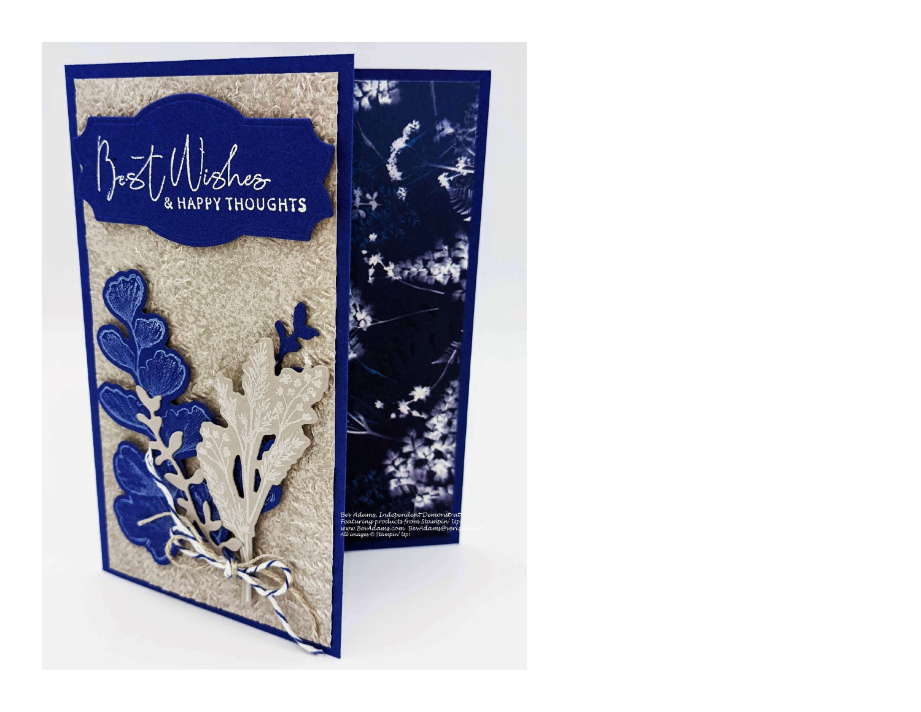Best Wishes
& HAPPY THOUGHTS

Bev Adams, Independent Demonstrat
Featuring products from Stampin' Up!
www.BevAdams.com BevAdams@verizon.net
All images © Stampin' Up!